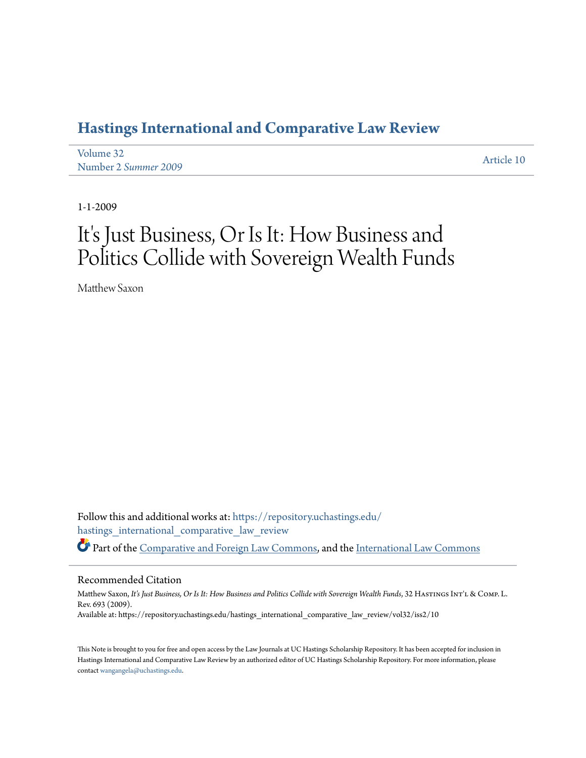# Hastings International and Comparative Law Review

Volume 32
Number 2 *Summer 2009*

Article 10

1-1-2009

# It's Just Business, Or Is It: How Business and Politics Collide with Sovereign Wealth Funds

Matthew Saxon

Follow this and additional works at: https://repository.uchastings.edu/hastings_international_comparative_law_review

Part of the Comparative and Foreign Law Commons, and the International Law Commons

## Recommended Citation

Matthew Saxon, *It's Just Business, Or Is It: How Business and Politics Collide with Sovereign Wealth Funds*, 32 Hastings Int'l & Comp. L. Rev. 693 (2009).
Available at: https://repository.uchastings.edu/hastings_international_comparative_law_review/vol32/iss2/10

This Note is brought to you for free and open access by the Law Journals at UC Hastings Scholarship Repository. It has been accepted for inclusion in Hastings International and Comparative Law Review by an authorized editor of UC Hastings Scholarship Repository. For more information, please contact wangangela@uchastings.edu.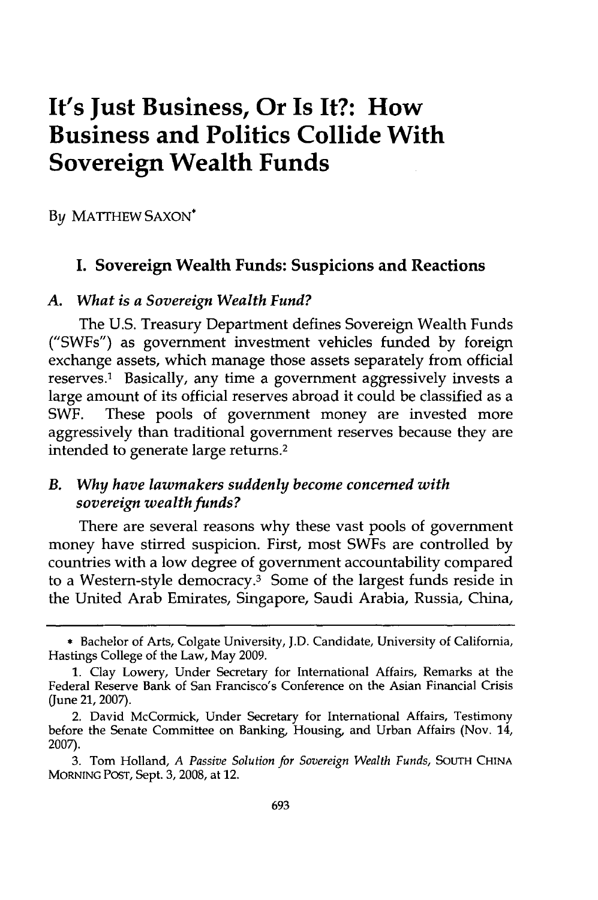# It's Just Business, Or Is It?: How Business and Politics Collide With Sovereign Wealth Funds

By MATTHEW SAXON*

## I. Sovereign Wealth Funds: Suspicions and Reactions

### A. *What is a Sovereign Wealth Fund?*

The U.S. Treasury Department defines Sovereign Wealth Funds ("SWFs") as government investment vehicles funded by foreign exchange assets, which manage those assets separately from official reserves.[1] Basically, any time a government aggressively invests a large amount of its official reserves abroad it could be classified as a SWF. These pools of government money are invested more aggressively than traditional government reserves because they are intended to generate large returns.[2]

### B. *Why have lawmakers suddenly become concerned with sovereign wealth funds?*

There are several reasons why these vast pools of government money have stirred suspicion. First, most SWFs are controlled by countries with a low degree of government accountability compared to a Western-style democracy.[3] Some of the largest funds reside in the United Arab Emirates, Singapore, Saudi Arabia, Russia, China,

---

\* Bachelor of Arts, Colgate University, J.D. Candidate, University of California, Hastings College of the Law, May 2009.

1. Clay Lowery, Under Secretary for International Affairs, Remarks at the Federal Reserve Bank of San Francisco's Conference on the Asian Financial Crisis (June 21, 2007).

2. David McCormick, Under Secretary for International Affairs, Testimony before the Senate Committee on Banking, Housing, and Urban Affairs (Nov. 14, 2007).

3. Tom Holland, *A Passive Solution for Sovereign Wealth Funds*, SOUTH CHINA MORNING POST, Sept. 3, 2008, at 12.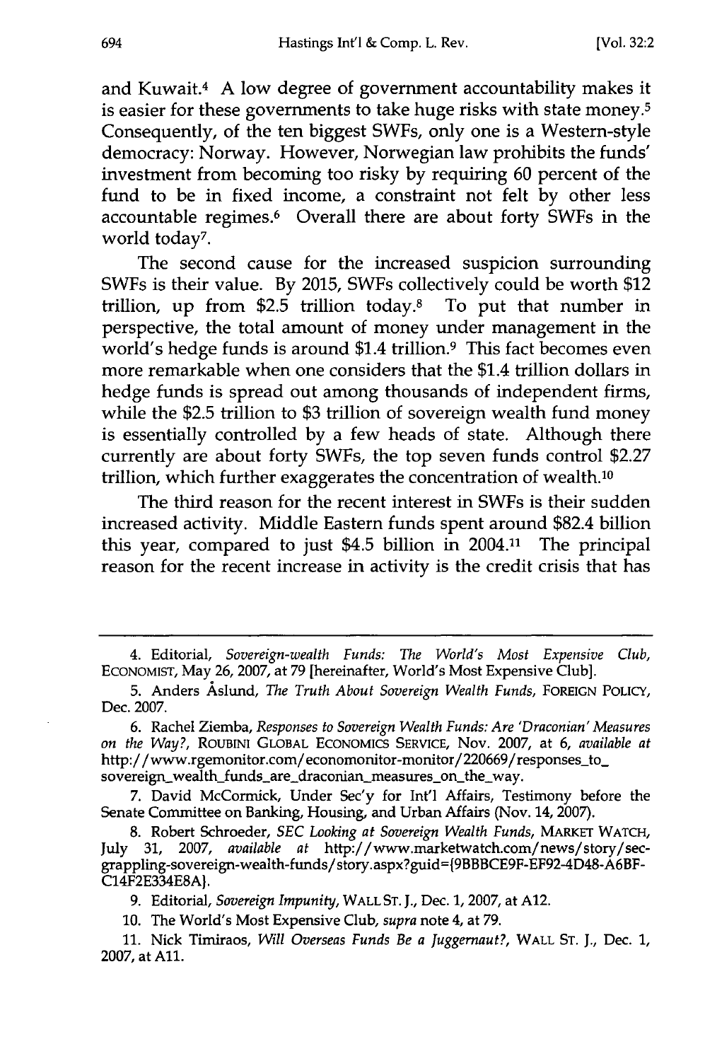and Kuwait.[4] A low degree of government accountability makes it is easier for these governments to take huge risks with state money.[5] Consequently, of the ten biggest SWFs, only one is a Western-style democracy: Norway. However, Norwegian law prohibits the funds' investment from becoming too risky by requiring 60 percent of the fund to be in fixed income, a constraint not felt by other less accountable regimes.[6] Overall there are about forty SWFs in the world today[7].

The second cause for the increased suspicion surrounding SWFs is their value. By 2015, SWFs collectively could be worth $12 trillion, up from $2.5 trillion today.[8] To put that number in perspective, the total amount of money under management in the world's hedge funds is around $1.4 trillion.[9] This fact becomes even more remarkable when one considers that the $1.4 trillion dollars in hedge funds is spread out among thousands of independent firms, while the $2.5 trillion to $3 trillion of sovereign wealth fund money is essentially controlled by a few heads of state. Although there currently are about forty SWFs, the top seven funds control $2.27 trillion, which further exaggerates the concentration of wealth.[10]

The third reason for the recent interest in SWFs is their sudden increased activity. Middle Eastern funds spent around $82.4 billion this year, compared to just $4.5 billion in 2004.[11] The principal reason for the recent increase in activity is the credit crisis that has

---

4. Editorial, *Sovereign-wealth Funds: The World's Most Expensive Club*, ECONOMIST, May 26, 2007, at 79 [hereinafter, World's Most Expensive Club].

5. Anders Åslund, *The Truth About Sovereign Wealth Funds*, FOREIGN POLICY, Dec. 2007.

6. Rachel Ziemba, *Responses to Sovereign Wealth Funds: Are 'Draconian' Measures on the Way?*, ROUBINI GLOBAL ECONOMICS SERVICE, Nov. 2007, at 6, *available at* http://www.rgemonitor.com/economonitor-monitor/220669/responses_to_sovereign_wealth_funds_are_draconian_measures_on_the_way.

7. David McCormick, Under Sec'y for Int'l Affairs, Testimony before the Senate Committee on Banking, Housing, and Urban Affairs (Nov. 14, 2007).

8. Robert Schroeder, *SEC Looking at Sovereign Wealth Funds*, MARKET WATCH, July 31, 2007, *available at* http://www.marketwatch.com/news/story/sec-grappling-sovereign-wealth-funds/story.aspx?guid={9BBBCE9F-EF92-4D48-A6BF-C14F2E334E8A}.

9. Editorial, *Sovereign Impunity*, WALL ST. J., Dec. 1, 2007, at A12.

10. The World's Most Expensive Club, *supra* note 4, at 79.

11. Nick Timiraos, *Will Overseas Funds Be a Juggernaut?*, WALL ST. J., Dec. 1, 2007, at A11.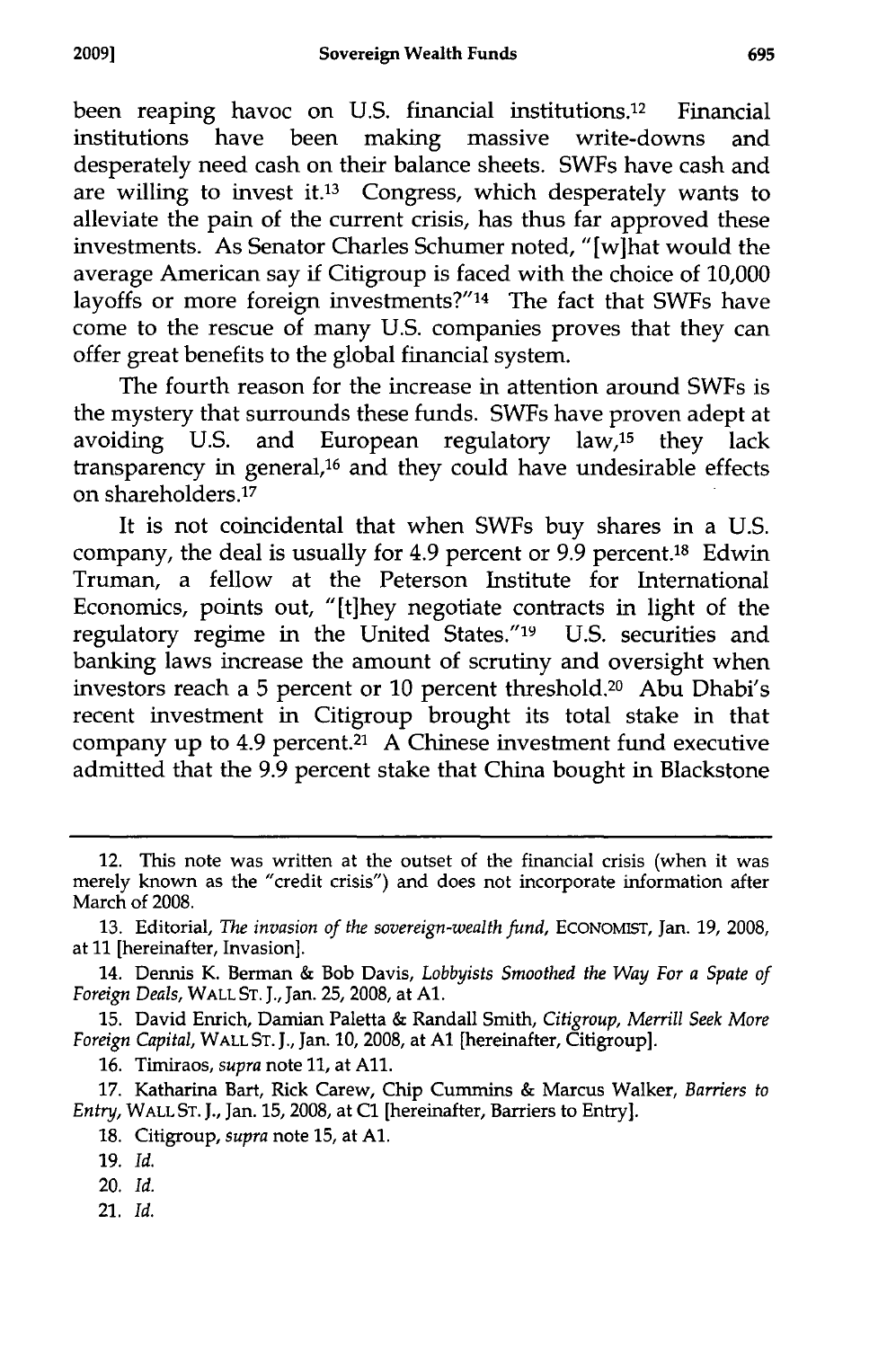been reaping havoc on U.S. financial institutions.[12] Financial institutions have been making massive write-downs and desperately need cash on their balance sheets. SWFs have cash and are willing to invest it.[13] Congress, which desperately wants to alleviate the pain of the current crisis, has thus far approved these investments. As Senator Charles Schumer noted, "[w]hat would the average American say if Citigroup is faced with the choice of 10,000 layoffs or more foreign investments?"[14] The fact that SWFs have come to the rescue of many U.S. companies proves that they can offer great benefits to the global financial system.

The fourth reason for the increase in attention around SWFs is the mystery that surrounds these funds. SWFs have proven adept at avoiding U.S. and European regulatory law,[15] they lack transparency in general,[16] and they could have undesirable effects on shareholders.[17]

It is not coincidental that when SWFs buy shares in a U.S. company, the deal is usually for 4.9 percent or 9.9 percent.[18] Edwin Truman, a fellow at the Peterson Institute for International Economics, points out, "[t]hey negotiate contracts in light of the regulatory regime in the United States."[19] U.S. securities and banking laws increase the amount of scrutiny and oversight when investors reach a 5 percent or 10 percent threshold.[20] Abu Dhabi's recent investment in Citigroup brought its total stake in that company up to 4.9 percent.[21] A Chinese investment fund executive admitted that the 9.9 percent stake that China bought in Blackstone

---

12. This note was written at the outset of the financial crisis (when it was merely known as the "credit crisis") and does not incorporate information after March of 2008.

13. Editorial, *The invasion of the sovereign-wealth fund*, ECONOMIST, Jan. 19, 2008, at 11 [hereinafter, Invasion].

14. Dennis K. Berman & Bob Davis, *Lobbyists Smoothed the Way For a Spate of Foreign Deals*, WALL ST. J., Jan. 25, 2008, at A1.

15. David Enrich, Damian Paletta & Randall Smith, *Citigroup, Merrill Seek More Foreign Capital*, WALL ST. J., Jan. 10, 2008, at A1 [hereinafter, Citigroup].

16. Timiraos, *supra* note 11, at A11.

17. Katharina Bart, Rick Carew, Chip Cummins & Marcus Walker, *Barriers to Entry*, WALL ST. J., Jan. 15, 2008, at C1 [hereinafter, Barriers to Entry].

18. Citigroup, *supra* note 15, at A1.

19. *Id.*

20. *Id.*

21. *Id.*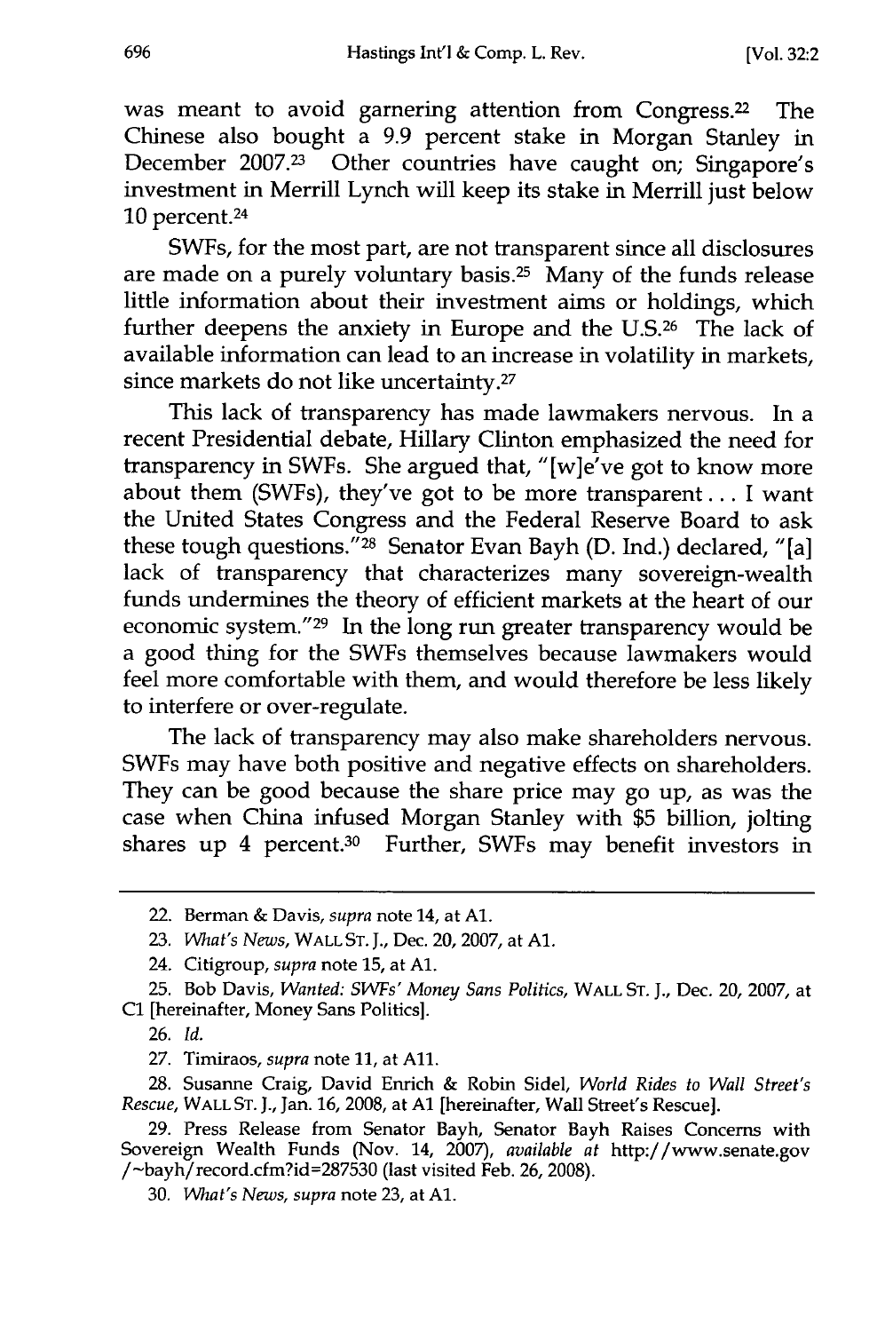was meant to avoid garnering attention from Congress.[22] The Chinese also bought a 9.9 percent stake in Morgan Stanley in December 2007.[23] Other countries have caught on; Singapore's investment in Merrill Lynch will keep its stake in Merrill just below 10 percent.[24]

SWFs, for the most part, are not transparent since all disclosures are made on a purely voluntary basis.[25] Many of the funds release little information about their investment aims or holdings, which further deepens the anxiety in Europe and the U.S.[26] The lack of available information can lead to an increase in volatility in markets, since markets do not like uncertainty.[27]

This lack of transparency has made lawmakers nervous. In a recent Presidential debate, Hillary Clinton emphasized the need for transparency in SWFs. She argued that, "[w]e've got to know more about them (SWFs), they've got to be more transparent . . . I want the United States Congress and the Federal Reserve Board to ask these tough questions."[28] Senator Evan Bayh (D. Ind.) declared, "[a] lack of transparency that characterizes many sovereign-wealth funds undermines the theory of efficient markets at the heart of our economic system."[29] In the long run greater transparency would be a good thing for the SWFs themselves because lawmakers would feel more comfortable with them, and would therefore be less likely to interfere or over-regulate.

The lack of transparency may also make shareholders nervous. SWFs may have both positive and negative effects on shareholders. They can be good because the share price may go up, as was the case when China infused Morgan Stanley with $5 billion, jolting shares up 4 percent.[30] Further, SWFs may benefit investors in

---

22. Berman & Davis, *supra* note 14, at A1.

23. *What's News*, WALL ST. J., Dec. 20, 2007, at A1.

24. Citigroup, *supra* note 15, at A1.

25. Bob Davis, *Wanted: SWFs' Money Sans Politics*, WALL ST. J., Dec. 20, 2007, at C1 [hereinafter, Money Sans Politics].

26. *Id.*

27. Timiraos, *supra* note 11, at A11.

28. Susanne Craig, David Enrich & Robin Sidel, *World Rides to Wall Street's Rescue*, WALL ST. J., Jan. 16, 2008, at A1 [hereinafter, Wall Street's Rescue].

29. Press Release from Senator Bayh, Senator Bayh Raises Concerns with Sovereign Wealth Funds (Nov. 14, 2007), *available at* http://www.senate.gov/~bayh/record.cfm?id=287530 (last visited Feb. 26, 2008).

30. *What's News*, *supra* note 23, at A1.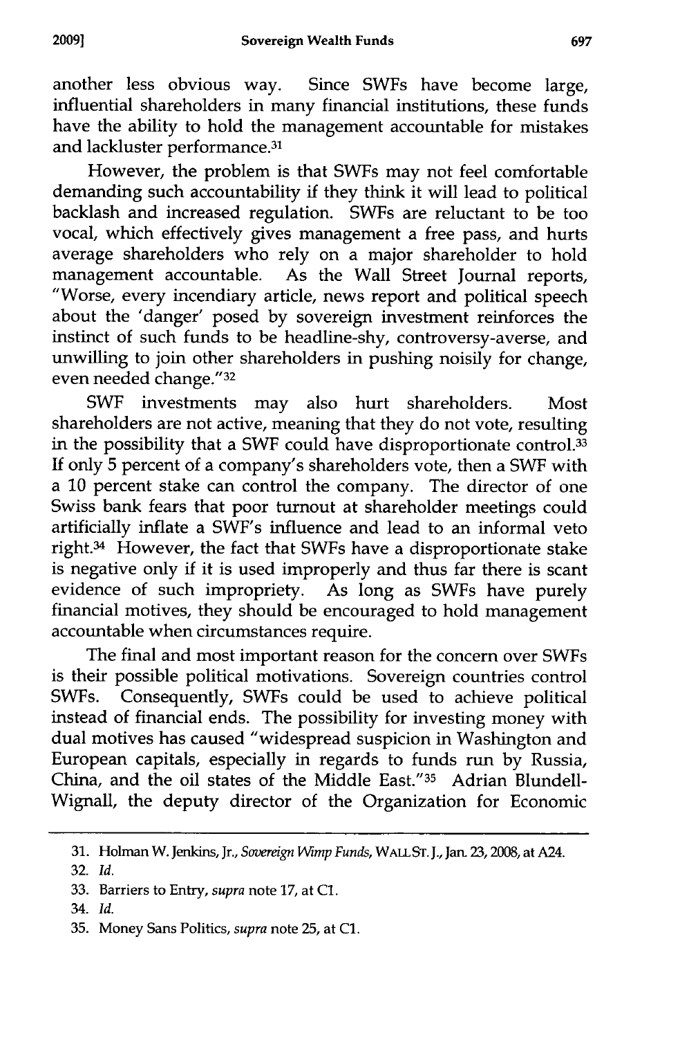another less obvious way. Since SWFs have become large, influential shareholders in many financial institutions, these funds have the ability to hold the management accountable for mistakes and lackluster performance.[31]

However, the problem is that SWFs may not feel comfortable demanding such accountability if they think it will lead to political backlash and increased regulation. SWFs are reluctant to be too vocal, which effectively gives management a free pass, and hurts average shareholders who rely on a major shareholder to hold management accountable. As the Wall Street Journal reports, "Worse, every incendiary article, news report and political speech about the 'danger' posed by sovereign investment reinforces the instinct of such funds to be headline-shy, controversy-averse, and unwilling to join other shareholders in pushing noisily for change, even needed change."[32]

SWF investments may also hurt shareholders. Most shareholders are not active, meaning that they do not vote, resulting in the possibility that a SWF could have disproportionate control.[33] If only 5 percent of a company's shareholders vote, then a SWF with a 10 percent stake can control the company. The director of one Swiss bank fears that poor turnout at shareholder meetings could artificially inflate a SWF's influence and lead to an informal veto right.[34] However, the fact that SWFs have a disproportionate stake is negative only if it is used improperly and thus far there is scant evidence of such impropriety. As long as SWFs have purely financial motives, they should be encouraged to hold management accountable when circumstances require.

The final and most important reason for the concern over SWFs is their possible political motivations. Sovereign countries control SWFs. Consequently, SWFs could be used to achieve political instead of financial ends. The possibility for investing money with dual motives has caused "widespread suspicion in Washington and European capitals, especially in regards to funds run by Russia, China, and the oil states of the Middle East."[35] Adrian Blundell-Wignall, the deputy director of the Organization for Economic

---

31. Holman W. Jenkins, Jr., *Sovereign Wimp Funds*, WALL ST. J., Jan. 23, 2008, at A24.

32. *Id.*

33. Barriers to Entry, *supra* note 17, at C1.

34. *Id.*

35. Money Sans Politics, *supra* note 25, at C1.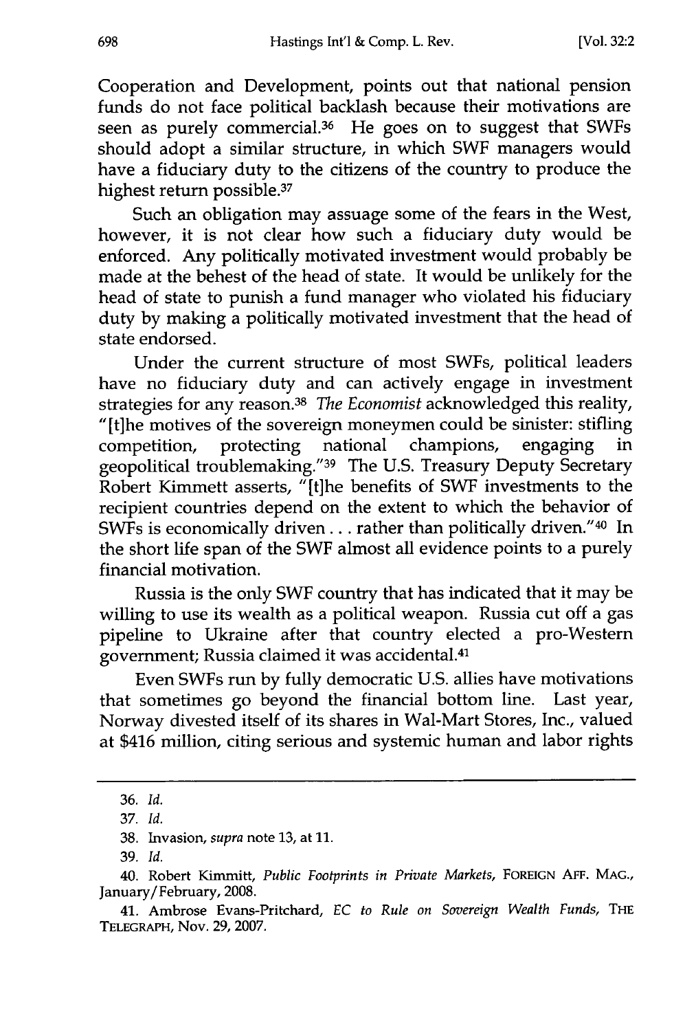Cooperation and Development, points out that national pension funds do not face political backlash because their motivations are seen as purely commercial.[36] He goes on to suggest that SWFs should adopt a similar structure, in which SWF managers would have a fiduciary duty to the citizens of the country to produce the highest return possible.[37]

Such an obligation may assuage some of the fears in the West, however, it is not clear how such a fiduciary duty would be enforced. Any politically motivated investment would probably be made at the behest of the head of state. It would be unlikely for the head of state to punish a fund manager who violated his fiduciary duty by making a politically motivated investment that the head of state endorsed.

Under the current structure of most SWFs, political leaders have no fiduciary duty and can actively engage in investment strategies for any reason.[38] *The Economist* acknowledged this reality, "[t]he motives of the sovereign moneymen could be sinister: stifling competition, protecting national champions, engaging in geopolitical troublemaking."[39] The U.S. Treasury Deputy Secretary Robert Kimmett asserts, "[t]he benefits of SWF investments to the recipient countries depend on the extent to which the behavior of SWFs is economically driven . . . rather than politically driven."[40] In the short life span of the SWF almost all evidence points to a purely financial motivation.

Russia is the only SWF country that has indicated that it may be willing to use its wealth as a political weapon. Russia cut off a gas pipeline to Ukraine after that country elected a pro-Western government; Russia claimed it was accidental.[41]

Even SWFs run by fully democratic U.S. allies have motivations that sometimes go beyond the financial bottom line. Last year, Norway divested itself of its shares in Wal-Mart Stores, Inc., valued at $416 million, citing serious and systemic human and labor rights

---

36. *Id.*

37. *Id.*

38. Invasion, *supra* note 13, at 11.

39. *Id.*

40. Robert Kimmitt, *Public Footprints in Private Markets*, FOREIGN AFF. MAG., January/February, 2008.

41. Ambrose Evans-Pritchard, *EC to Rule on Sovereign Wealth Funds*, THE TELEGRAPH, Nov. 29, 2007.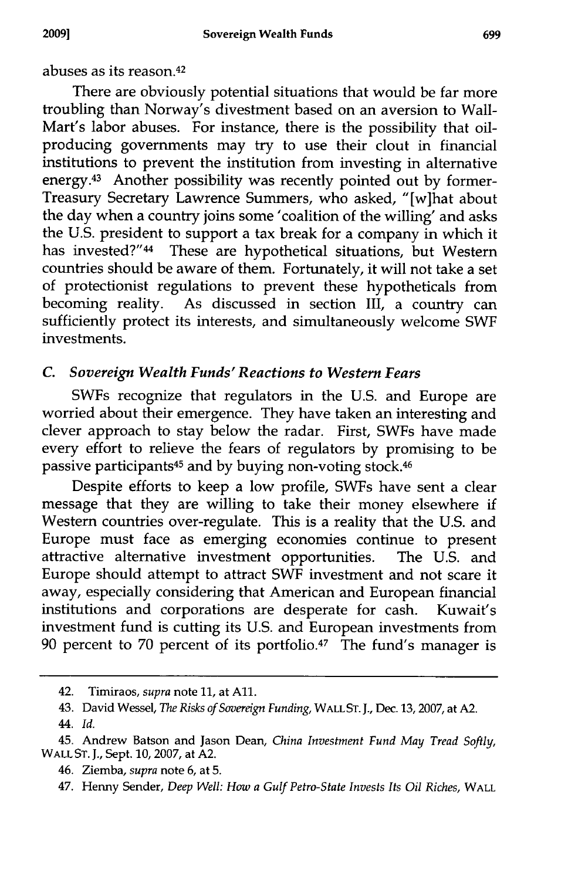abuses as its reason.[42]

There are obviously potential situations that would be far more troubling than Norway's divestment based on an aversion to Wall-Mart's labor abuses. For instance, there is the possibility that oil-producing governments may try to use their clout in financial institutions to prevent the institution from investing in alternative energy.[43] Another possibility was recently pointed out by former-Treasury Secretary Lawrence Summers, who asked, "[w]hat about the day when a country joins some 'coalition of the willing' and asks the U.S. president to support a tax break for a company in which it has invested?"[44] These are hypothetical situations, but Western countries should be aware of them. Fortunately, it will not take a set of protectionist regulations to prevent these hypotheticals from becoming reality. As discussed in section III, a country can sufficiently protect its interests, and simultaneously welcome SWF investments.

### *C. Sovereign Wealth Funds' Reactions to Western Fears*

SWFs recognize that regulators in the U.S. and Europe are worried about their emergence. They have taken an interesting and clever approach to stay below the radar. First, SWFs have made every effort to relieve the fears of regulators by promising to be passive participants[45] and by buying non-voting stock.[46]

Despite efforts to keep a low profile, SWFs have sent a clear message that they are willing to take their money elsewhere if Western countries over-regulate. This is a reality that the U.S. and Europe must face as emerging economies continue to present attractive alternative investment opportunities. The U.S. and Europe should attempt to attract SWF investment and not scare it away, especially considering that American and European financial institutions and corporations are desperate for cash. Kuwait's investment fund is cutting its U.S. and European investments from 90 percent to 70 percent of its portfolio.[47] The fund's manager is

---

42. Timiraos, *supra* note 11, at A11.

43. David Wessel, *The Risks of Sovereign Funding*, WALL ST. J., Dec. 13, 2007, at A2.

44. *Id.*

45. Andrew Batson and Jason Dean, *China Investment Fund May Tread Softly*, WALL ST. J., Sept. 10, 2007, at A2.

46. Ziemba, *supra* note 6, at 5.

47. Henny Sender, *Deep Well: How a Gulf Petro-State Invests Its Oil Riches*, WALL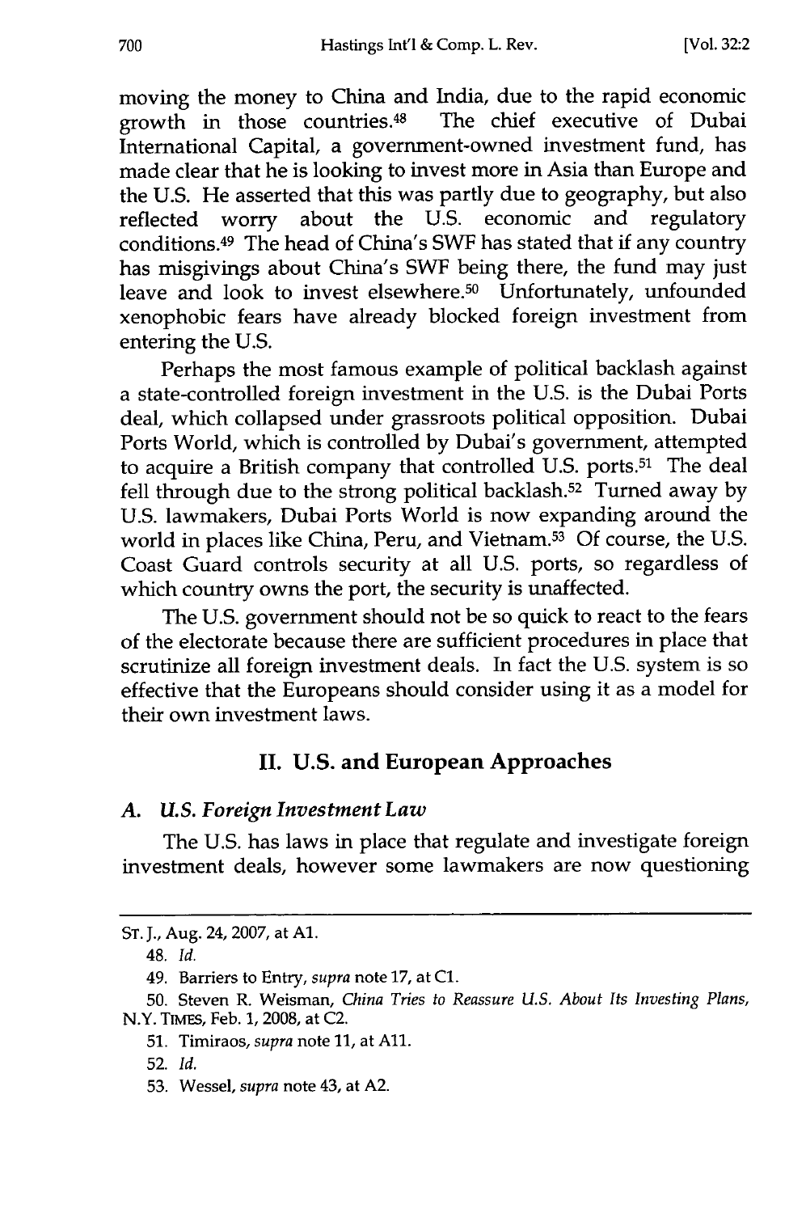moving the money to China and India, due to the rapid economic growth in those countries.[48] The chief executive of Dubai International Capital, a government-owned investment fund, has made clear that he is looking to invest more in Asia than Europe and the U.S. He asserted that this was partly due to geography, but also reflected worry about the U.S. economic and regulatory conditions.[49] The head of China's SWF has stated that if any country has misgivings about China's SWF being there, the fund may just leave and look to invest elsewhere.[50] Unfortunately, unfounded xenophobic fears have already blocked foreign investment from entering the U.S.

Perhaps the most famous example of political backlash against a state-controlled foreign investment in the U.S. is the Dubai Ports deal, which collapsed under grassroots political opposition. Dubai Ports World, which is controlled by Dubai's government, attempted to acquire a British company that controlled U.S. ports.[51] The deal fell through due to the strong political backlash.[52] Turned away by U.S. lawmakers, Dubai Ports World is now expanding around the world in places like China, Peru, and Vietnam.[53] Of course, the U.S. Coast Guard controls security at all U.S. ports, so regardless of which country owns the port, the security is unaffected.

The U.S. government should not be so quick to react to the fears of the electorate because there are sufficient procedures in place that scrutinize all foreign investment deals. In fact the U.S. system is so effective that the Europeans should consider using it as a model for their own investment laws.

## II. U.S. and European Approaches

### *A. U.S. Foreign Investment Law*

The U.S. has laws in place that regulate and investigate foreign investment deals, however some lawmakers are now questioning

---

ST. J., Aug. 24, 2007, at A1.

48. *Id.*

49. Barriers to Entry, *supra* note 17, at C1.

50. Steven R. Weisman, *China Tries to Reassure U.S. About Its Investing Plans*, N.Y. TIMES, Feb. 1, 2008, at C2.

51. Timiraos, *supra* note 11, at A11.

52. *Id.*

53. Wessel, *supra* note 43, at A2.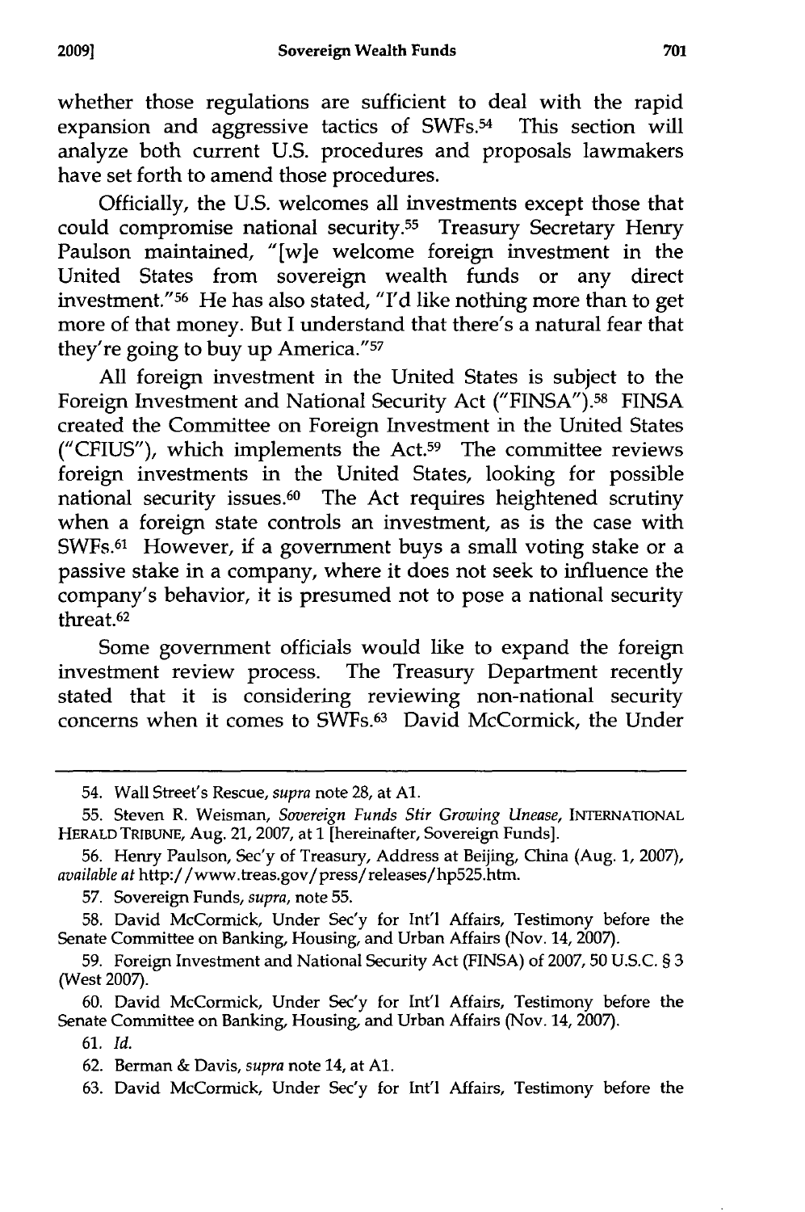whether those regulations are sufficient to deal with the rapid expansion and aggressive tactics of SWFs.[54] This section will analyze both current U.S. procedures and proposals lawmakers have set forth to amend those procedures.

Officially, the U.S. welcomes all investments except those that could compromise national security.[55] Treasury Secretary Henry Paulson maintained, "[w]e welcome foreign investment in the United States from sovereign wealth funds or any direct investment."[56] He has also stated, "I'd like nothing more than to get more of that money. But I understand that there's a natural fear that they're going to buy up America."[57]

All foreign investment in the United States is subject to the Foreign Investment and National Security Act ("FINSA").[58] FINSA created the Committee on Foreign Investment in the United States ("CFIUS"), which implements the Act.[59] The committee reviews foreign investments in the United States, looking for possible national security issues.[60] The Act requires heightened scrutiny when a foreign state controls an investment, as is the case with SWFs.[61] However, if a government buys a small voting stake or a passive stake in a company, where it does not seek to influence the company's behavior, it is presumed not to pose a national security threat.[62]

Some government officials would like to expand the foreign investment review process. The Treasury Department recently stated that it is considering reviewing non-national security concerns when it comes to SWFs.[63] David McCormick, the Under

---

54. Wall Street's Rescue, *supra* note 28, at A1.

55. Steven R. Weisman, *Sovereign Funds Stir Growing Unease*, INTERNATIONAL HERALD TRIBUNE, Aug. 21, 2007, at 1 [hereinafter, Sovereign Funds].

56. Henry Paulson, Sec'y of Treasury, Address at Beijing, China (Aug. 1, 2007), *available at* http://www.treas.gov/press/releases/hp525.htm.

57. Sovereign Funds, *supra*, note 55.

58. David McCormick, Under Sec'y for Int'l Affairs, Testimony before the Senate Committee on Banking, Housing, and Urban Affairs (Nov. 14, 2007).

59. Foreign Investment and National Security Act (FINSA) of 2007, 50 U.S.C. § 3 (West 2007).

60. David McCormick, Under Sec'y for Int'l Affairs, Testimony before the Senate Committee on Banking, Housing, and Urban Affairs (Nov. 14, 2007).

61. *Id.*

62. Berman & Davis, *supra* note 14, at A1.

63. David McCormick, Under Sec'y for Int'l Affairs, Testimony before the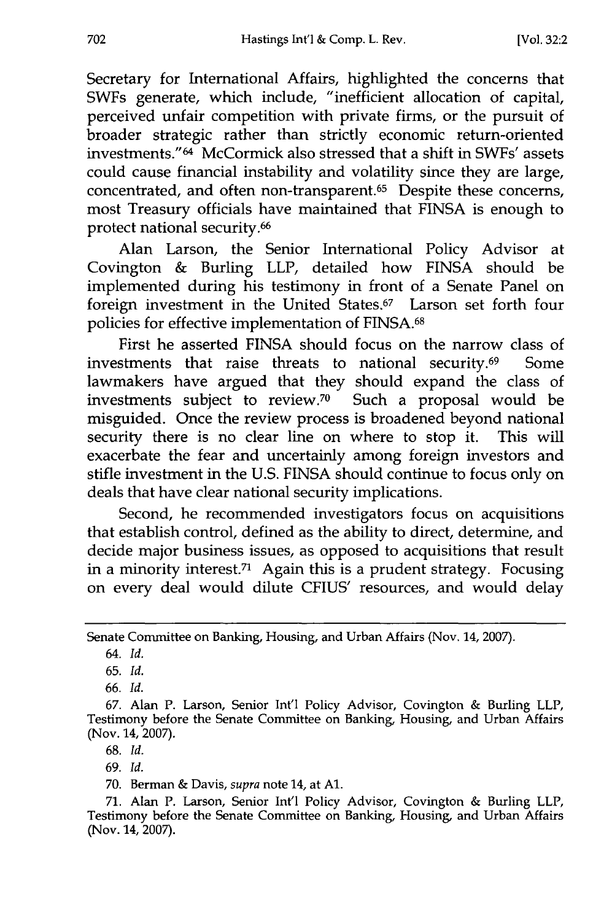Secretary for International Affairs, highlighted the concerns that SWFs generate, which include, "inefficient allocation of capital, perceived unfair competition with private firms, or the pursuit of broader strategic rather than strictly economic return-oriented investments."[64] McCormick also stressed that a shift in SWFs' assets could cause financial instability and volatility since they are large, concentrated, and often non-transparent.[65] Despite these concerns, most Treasury officials have maintained that FINSA is enough to protect national security.[66]

Alan Larson, the Senior International Policy Advisor at Covington & Burling LLP, detailed how FINSA should be implemented during his testimony in front of a Senate Panel on foreign investment in the United States.[67] Larson set forth four policies for effective implementation of FINSA.[68]

First he asserted FINSA should focus on the narrow class of investments that raise threats to national security.[69] Some lawmakers have argued that they should expand the class of investments subject to review.[70] Such a proposal would be misguided. Once the review process is broadened beyond national security there is no clear line on where to stop it. This will exacerbate the fear and uncertainly among foreign investors and stifle investment in the U.S. FINSA should continue to focus only on deals that have clear national security implications.

Second, he recommended investigators focus on acquisitions that establish control, defined as the ability to direct, determine, and decide major business issues, as opposed to acquisitions that result in a minority interest.[71] Again this is a prudent strategy. Focusing on every deal would dilute CFIUS' resources, and would delay

---

Senate Committee on Banking, Housing, and Urban Affairs (Nov. 14, 2007).

64. *Id.*

65. *Id.*

66. *Id.*

67. Alan P. Larson, Senior Int'l Policy Advisor, Covington & Burling LLP, Testimony before the Senate Committee on Banking, Housing, and Urban Affairs (Nov. 14, 2007).

68. *Id.*

69. *Id.*

70. Berman & Davis, *supra* note 14, at A1.

71. Alan P. Larson, Senior Int'l Policy Advisor, Covington & Burling LLP, Testimony before the Senate Committee on Banking, Housing, and Urban Affairs (Nov. 14, 2007).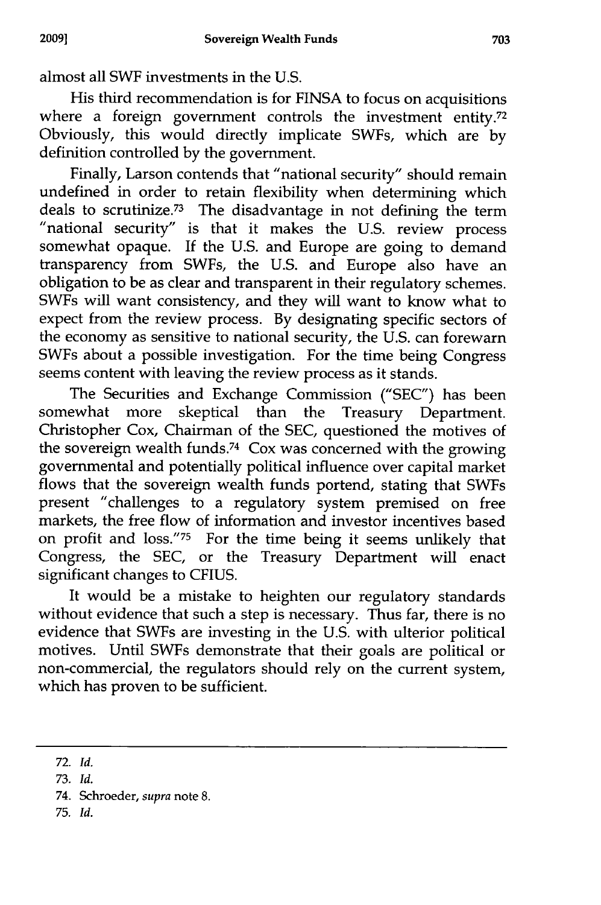almost all SWF investments in the U.S.

His third recommendation is for FINSA to focus on acquisitions where a foreign government controls the investment entity.[72] Obviously, this would directly implicate SWFs, which are by definition controlled by the government.

Finally, Larson contends that "national security" should remain undefined in order to retain flexibility when determining which deals to scrutinize.[73] The disadvantage in not defining the term "national security" is that it makes the U.S. review process somewhat opaque. If the U.S. and Europe are going to demand transparency from SWFs, the U.S. and Europe also have an obligation to be as clear and transparent in their regulatory schemes. SWFs will want consistency, and they will want to know what to expect from the review process. By designating specific sectors of the economy as sensitive to national security, the U.S. can forewarn SWFs about a possible investigation. For the time being Congress seems content with leaving the review process as it stands.

The Securities and Exchange Commission ("SEC") has been somewhat more skeptical than the Treasury Department. Christopher Cox, Chairman of the SEC, questioned the motives of the sovereign wealth funds.[74] Cox was concerned with the growing governmental and potentially political influence over capital market flows that the sovereign wealth funds portend, stating that SWFs present "challenges to a regulatory system premised on free markets, the free flow of information and investor incentives based on profit and loss."[75] For the time being it seems unlikely that Congress, the SEC, or the Treasury Department will enact significant changes to CFIUS.

It would be a mistake to heighten our regulatory standards without evidence that such a step is necessary. Thus far, there is no evidence that SWFs are investing in the U.S. with ulterior political motives. Until SWFs demonstrate that their goals are political or non-commercial, the regulators should rely on the current system, which has proven to be sufficient.

---

72. *Id.*

73. *Id.*

74. Schroeder, *supra* note 8.

75. *Id.*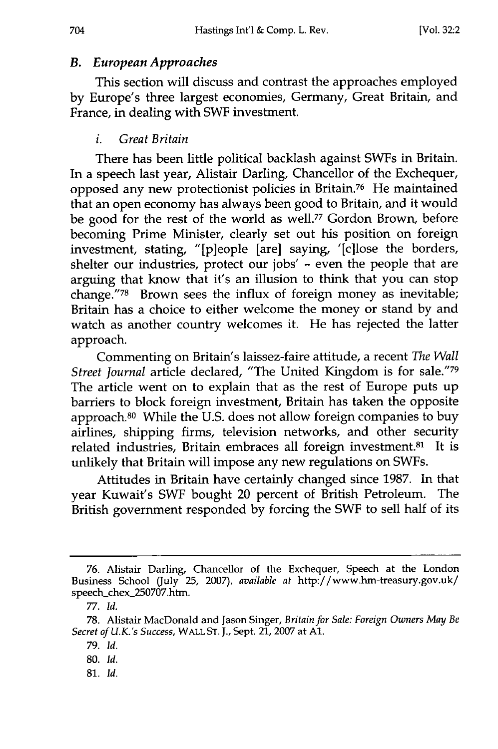### *B. European Approaches*

This section will discuss and contrast the approaches employed by Europe's three largest economies, Germany, Great Britain, and France, in dealing with SWF investment.

#### *i. Great Britain*

There has been little political backlash against SWFs in Britain. In a speech last year, Alistair Darling, Chancellor of the Exchequer, opposed any new protectionist policies in Britain.[76] He maintained that an open economy has always been good to Britain, and it would be good for the rest of the world as well.[77] Gordon Brown, before becoming Prime Minister, clearly set out his position on foreign investment, stating, "[p]eople [are] saying, '[c]lose the borders, shelter our industries, protect our jobs' - even the people that are arguing that know that it's an illusion to think that you can stop change."[78] Brown sees the influx of foreign money as inevitable; Britain has a choice to either welcome the money or stand by and watch as another country welcomes it. He has rejected the latter approach.

Commenting on Britain's laissez-faire attitude, a recent *The Wall Street Journal* article declared, "The United Kingdom is for sale."[79] The article went on to explain that as the rest of Europe puts up barriers to block foreign investment, Britain has taken the opposite approach.[80] While the U.S. does not allow foreign companies to buy airlines, shipping firms, television networks, and other security related industries, Britain embraces all foreign investment.[81] It is unlikely that Britain will impose any new regulations on SWFs.

Attitudes in Britain have certainly changed since 1987. In that year Kuwait's SWF bought 20 percent of British Petroleum. The British government responded by forcing the SWF to sell half of its

---

76. Alistair Darling, Chancellor of the Exchequer, Speech at the London Business School (July 25, 2007), *available at* http://www.hm-treasury.gov.uk/speech_chex_250707.htm.

77. *Id.*

78. Alistair MacDonald and Jason Singer, *Britain for Sale: Foreign Owners May Be Secret of U.K.'s Success*, WALL ST. J., Sept. 21, 2007 at A1.

79. *Id.*

80. *Id.*

81. *Id.*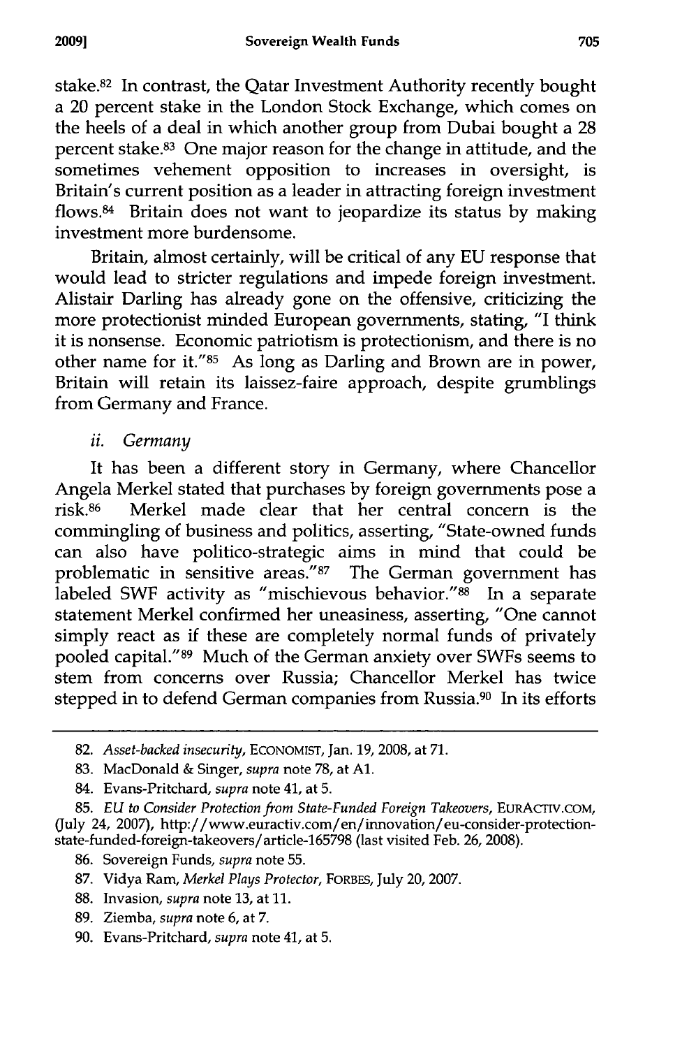stake.[82] In contrast, the Qatar Investment Authority recently bought a 20 percent stake in the London Stock Exchange, which comes on the heels of a deal in which another group from Dubai bought a 28 percent stake.[83] One major reason for the change in attitude, and the sometimes vehement opposition to increases in oversight, is Britain's current position as a leader in attracting foreign investment flows.[84] Britain does not want to jeopardize its status by making investment more burdensome.

Britain, almost certainly, will be critical of any EU response that would lead to stricter regulations and impede foreign investment. Alistair Darling has already gone on the offensive, criticizing the more protectionist minded European governments, stating, "I think it is nonsense. Economic patriotism is protectionism, and there is no other name for it."[85] As long as Darling and Brown are in power, Britain will retain its laissez-faire approach, despite grumblings from Germany and France.

*ii. Germany*

It has been a different story in Germany, where Chancellor Angela Merkel stated that purchases by foreign governments pose a risk.[86] Merkel made clear that her central concern is the commingling of business and politics, asserting, "State-owned funds can also have politico-strategic aims in mind that could be problematic in sensitive areas."[87] The German government has labeled SWF activity as "mischievous behavior."[88] In a separate statement Merkel confirmed her uneasiness, asserting, "One cannot simply react as if these are completely normal funds of privately pooled capital."[89] Much of the German anxiety over SWFs seems to stem from concerns over Russia; Chancellor Merkel has twice stepped in to defend German companies from Russia.[90] In its efforts

---

82. *Asset-backed insecurity*, ECONOMIST, Jan. 19, 2008, at 71.

83. MacDonald & Singer, *supra* note 78, at A1.

84. Evans-Pritchard, *supra* note 41, at 5.

85. *EU to Consider Protection from State-Funded Foreign Takeovers*, EURACTIV.COM, (July 24, 2007), http://www.euractiv.com/en/innovation/eu-consider-protection-state-funded-foreign-takeovers/article-165798 (last visited Feb. 26, 2008).

86. Sovereign Funds, *supra* note 55.

87. Vidya Ram, *Merkel Plays Protector*, FORBES, July 20, 2007.

88. Invasion, *supra* note 13, at 11.

89. Ziemba, *supra* note 6, at 7.

90. Evans-Pritchard, *supra* note 41, at 5.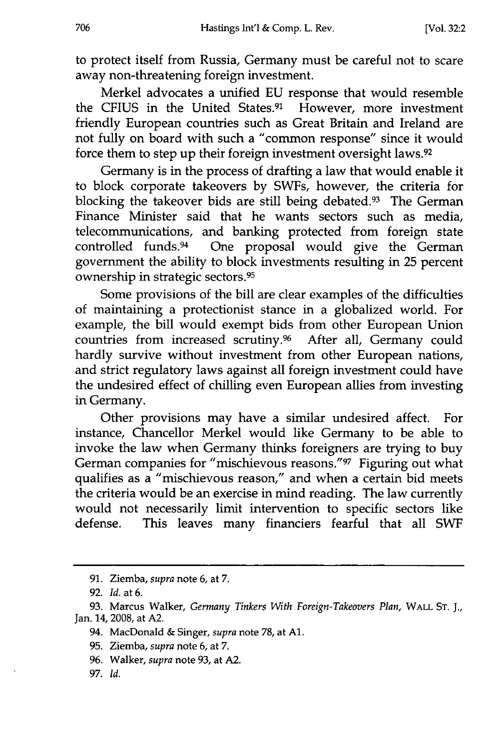to protect itself from Russia, Germany must be careful not to scare away non-threatening foreign investment.

Merkel advocates a unified EU response that would resemble the CFIUS in the United States.[91] However, more investment friendly European countries such as Great Britain and Ireland are not fully on board with such a "common response" since it would force them to step up their foreign investment oversight laws.[92]

Germany is in the process of drafting a law that would enable it to block corporate takeovers by SWFs, however, the criteria for blocking the takeover bids are still being debated.[93] The German Finance Minister said that he wants sectors such as media, telecommunications, and banking protected from foreign state controlled funds.[94] One proposal would give the German government the ability to block investments resulting in 25 percent ownership in strategic sectors.[95]

Some provisions of the bill are clear examples of the difficulties of maintaining a protectionist stance in a globalized world. For example, the bill would exempt bids from other European Union countries from increased scrutiny.[96] After all, Germany could hardly survive without investment from other European nations, and strict regulatory laws against all foreign investment could have the undesired effect of chilling even European allies from investing in Germany.

Other provisions may have a similar undesired affect. For instance, Chancellor Merkel would like Germany to be able to invoke the law when Germany thinks foreigners are trying to buy German companies for "mischievous reasons."[97] Figuring out what qualifies as a "mischievous reason," and when a certain bid meets the criteria would be an exercise in mind reading. The law currently would not necessarily limit intervention to specific sectors like defense. This leaves many financiers fearful that all SWF

---

91. Ziemba, *supra* note 6, at 7.

92. *Id.* at 6.

93. Marcus Walker, *Germany Tinkers With Foreign-Takeovers Plan*, WALL ST. J., Jan. 14, 2008, at A2.

94. MacDonald & Singer, *supra* note 78, at A1.

95. Ziemba, *supra* note 6, at 7.

96. Walker, *supra* note 93, at A2.

97. *Id.*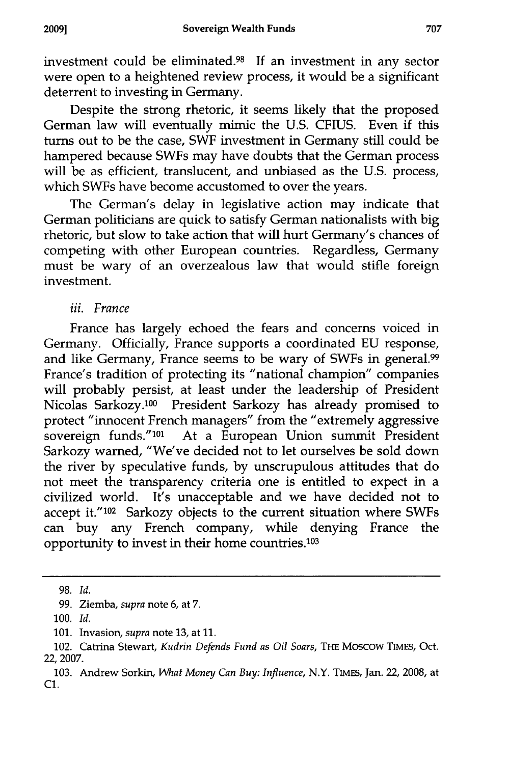investment could be eliminated.[98] If an investment in any sector were open to a heightened review process, it would be a significant deterrent to investing in Germany.

Despite the strong rhetoric, it seems likely that the proposed German law will eventually mimic the U.S. CFIUS. Even if this turns out to be the case, SWF investment in Germany still could be hampered because SWFs may have doubts that the German process will be as efficient, translucent, and unbiased as the U.S. process, which SWFs have become accustomed to over the years.

The German's delay in legislative action may indicate that German politicians are quick to satisfy German nationalists with big rhetoric, but slow to take action that will hurt Germany's chances of competing with other European countries. Regardless, Germany must be wary of an overzealous law that would stifle foreign investment.

*iii. France*

France has largely echoed the fears and concerns voiced in Germany. Officially, France supports a coordinated EU response, and like Germany, France seems to be wary of SWFs in general.[99] France's tradition of protecting its "national champion" companies will probably persist, at least under the leadership of President Nicolas Sarkozy.[100] President Sarkozy has already promised to protect "innocent French managers" from the "extremely aggressive sovereign funds."[101] At a European Union summit President Sarkozy warned, "We've decided not to let ourselves be sold down the river by speculative funds, by unscrupulous attitudes that do not meet the transparency criteria one is entitled to expect in a civilized world. It's unacceptable and we have decided not to accept it."[102] Sarkozy objects to the current situation where SWFs can buy any French company, while denying France the opportunity to invest in their home countries.[103]

---

98. *Id.*

99. Ziemba, *supra* note 6, at 7.

100. *Id.*

101. Invasion, *supra* note 13, at 11.

102. Catrina Stewart, *Kudrin Defends Fund as Oil Soars*, THE MOSCOW TIMES, Oct. 22, 2007.

103. Andrew Sorkin, *What Money Can Buy: Influence*, N.Y. TIMES, Jan. 22, 2008, at C1.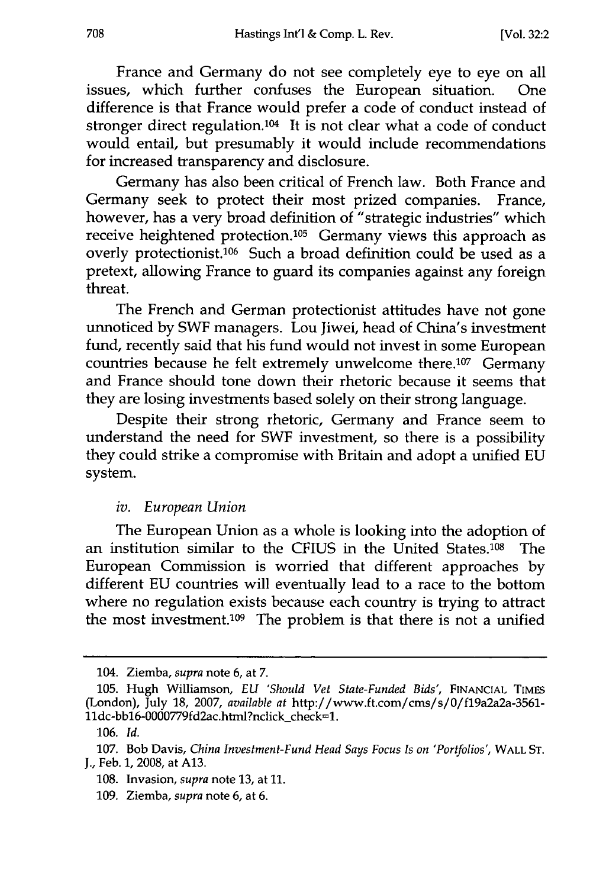France and Germany do not see completely eye to eye on all issues, which further confuses the European situation. One difference is that France would prefer a code of conduct instead of stronger direct regulation.[104] It is not clear what a code of conduct would entail, but presumably it would include recommendations for increased transparency and disclosure.

Germany has also been critical of French law. Both France and Germany seek to protect their most prized companies. France, however, has a very broad definition of "strategic industries" which receive heightened protection.[105] Germany views this approach as overly protectionist.[106] Such a broad definition could be used as a pretext, allowing France to guard its companies against any foreign threat.

The French and German protectionist attitudes have not gone unnoticed by SWF managers. Lou Jiwei, head of China's investment fund, recently said that his fund would not invest in some European countries because he felt extremely unwelcome there.[107] Germany and France should tone down their rhetoric because it seems that they are losing investments based solely on their strong language.

Despite their strong rhetoric, Germany and France seem to understand the need for SWF investment, so there is a possibility they could strike a compromise with Britain and adopt a unified EU system.

*iv. European Union*

The European Union as a whole is looking into the adoption of an institution similar to the CFIUS in the United States.[108] The European Commission is worried that different approaches by different EU countries will eventually lead to a race to the bottom where no regulation exists because each country is trying to attract the most investment.[109] The problem is that there is not a unified

---

104. Ziemba, *supra* note 6, at 7.

105. Hugh Williamson, *EU 'Should Vet State-Funded Bids'*, FINANCIAL TIMES (London), July 18, 2007, *available at* http://www.ft.com/cms/s/0/f19a2a2a-3561-11dc-bb16-0000779fd2ac.html?nclick_check=1.

106. *Id.*

107. Bob Davis, *China Investment-Fund Head Says Focus Is on 'Portfolios'*, WALL ST. J., Feb. 1, 2008, at A13.

108. Invasion, *supra* note 13, at 11.

109. Ziemba, *supra* note 6, at 6.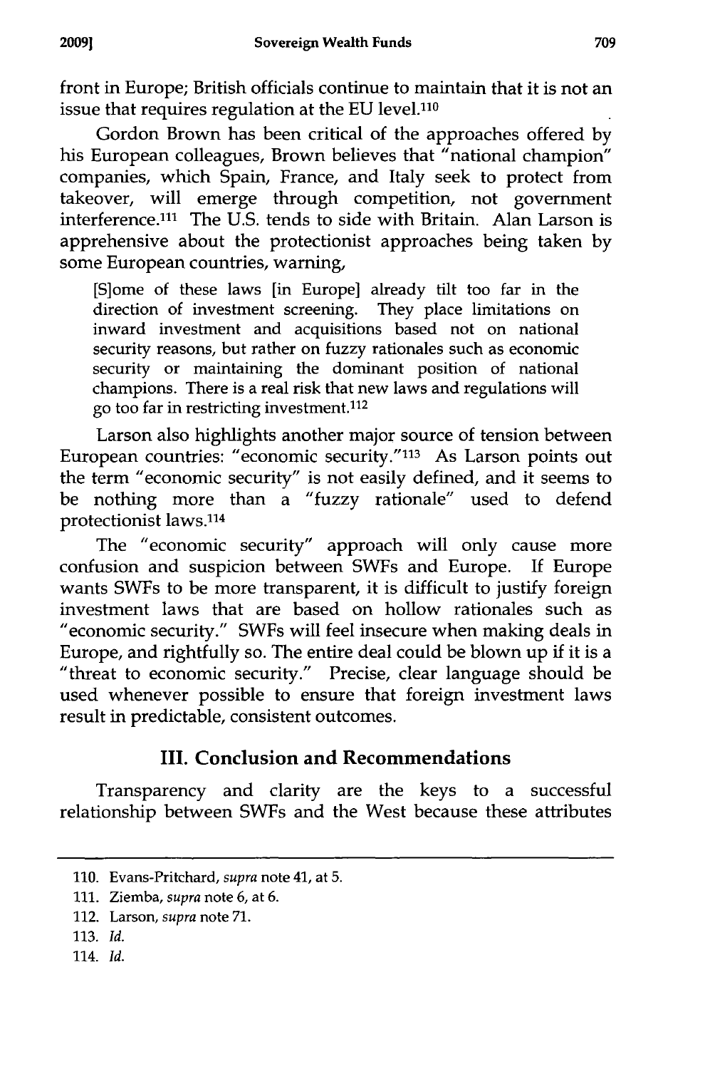front in Europe; British officials continue to maintain that it is not an issue that requires regulation at the EU level.[110]

Gordon Brown has been critical of the approaches offered by his European colleagues, Brown believes that "national champion" companies, which Spain, France, and Italy seek to protect from takeover, will emerge through competition, not government interference.[111] The U.S. tends to side with Britain. Alan Larson is apprehensive about the protectionist approaches being taken by some European countries, warning,

> [S]ome of these laws [in Europe] already tilt too far in the direction of investment screening. They place limitations on inward investment and acquisitions based not on national security reasons, but rather on fuzzy rationales such as economic security or maintaining the dominant position of national champions. There is a real risk that new laws and regulations will go too far in restricting investment.[112]

Larson also highlights another major source of tension between European countries: "economic security."[113] As Larson points out the term "economic security" is not easily defined, and it seems to be nothing more than a "fuzzy rationale" used to defend protectionist laws.[114]

The "economic security" approach will only cause more confusion and suspicion between SWFs and Europe. If Europe wants SWFs to be more transparent, it is difficult to justify foreign investment laws that are based on hollow rationales such as "economic security." SWFs will feel insecure when making deals in Europe, and rightfully so. The entire deal could be blown up if it is a "threat to economic security." Precise, clear language should be used whenever possible to ensure that foreign investment laws result in predictable, consistent outcomes.

## III. Conclusion and Recommendations

Transparency and clarity are the keys to a successful relationship between SWFs and the West because these attributes

---

110. Evans-Pritchard, *supra* note 41, at 5.

111. Ziemba, *supra* note 6, at 6.

112. Larson, *supra* note 71.

113. *Id.*

114. *Id.*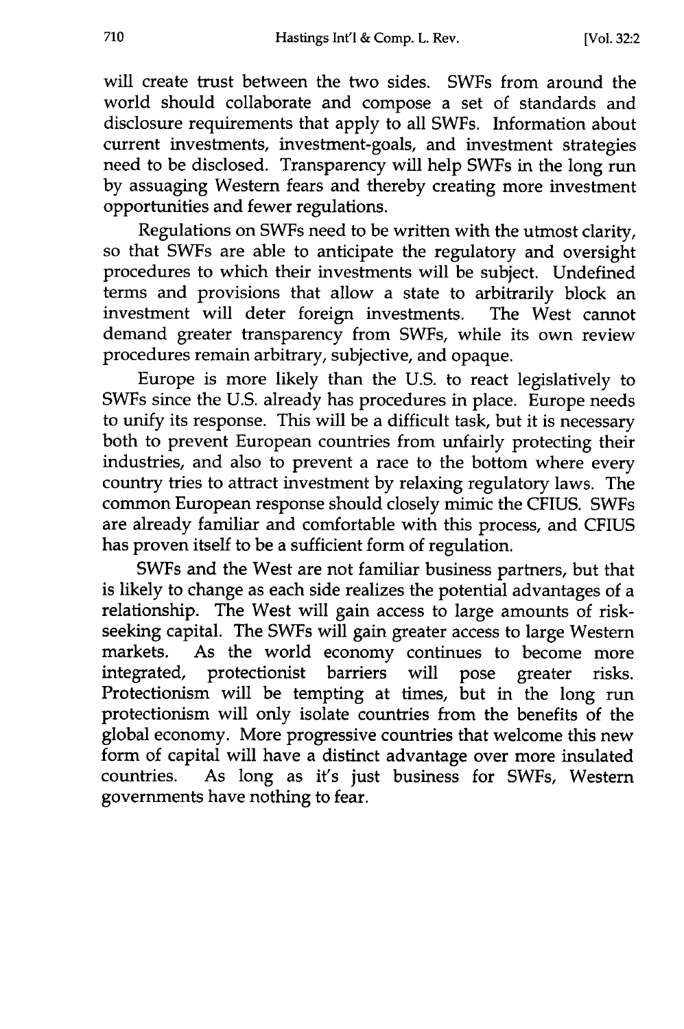will create trust between the two sides. SWFs from around the world should collaborate and compose a set of standards and disclosure requirements that apply to all SWFs. Information about current investments, investment-goals, and investment strategies need to be disclosed. Transparency will help SWFs in the long run by assuaging Western fears and thereby creating more investment opportunities and fewer regulations.

Regulations on SWFs need to be written with the utmost clarity, so that SWFs are able to anticipate the regulatory and oversight procedures to which their investments will be subject. Undefined terms and provisions that allow a state to arbitrarily block an investment will deter foreign investments. The West cannot demand greater transparency from SWFs, while its own review procedures remain arbitrary, subjective, and opaque.

Europe is more likely than the U.S. to react legislatively to SWFs since the U.S. already has procedures in place. Europe needs to unify its response. This will be a difficult task, but it is necessary both to prevent European countries from unfairly protecting their industries, and also to prevent a race to the bottom where every country tries to attract investment by relaxing regulatory laws. The common European response should closely mimic the CFIUS. SWFs are already familiar and comfortable with this process, and CFIUS has proven itself to be a sufficient form of regulation.

SWFs and the West are not familiar business partners, but that is likely to change as each side realizes the potential advantages of a relationship. The West will gain access to large amounts of risk-seeking capital. The SWFs will gain greater access to large Western markets. As the world economy continues to become more integrated, protectionist barriers will pose greater risks. Protectionism will be tempting at times, but in the long run protectionism will only isolate countries from the benefits of the global economy. More progressive countries that welcome this new form of capital will have a distinct advantage over more insulated countries. As long as it's just business for SWFs, Western governments have nothing to fear.